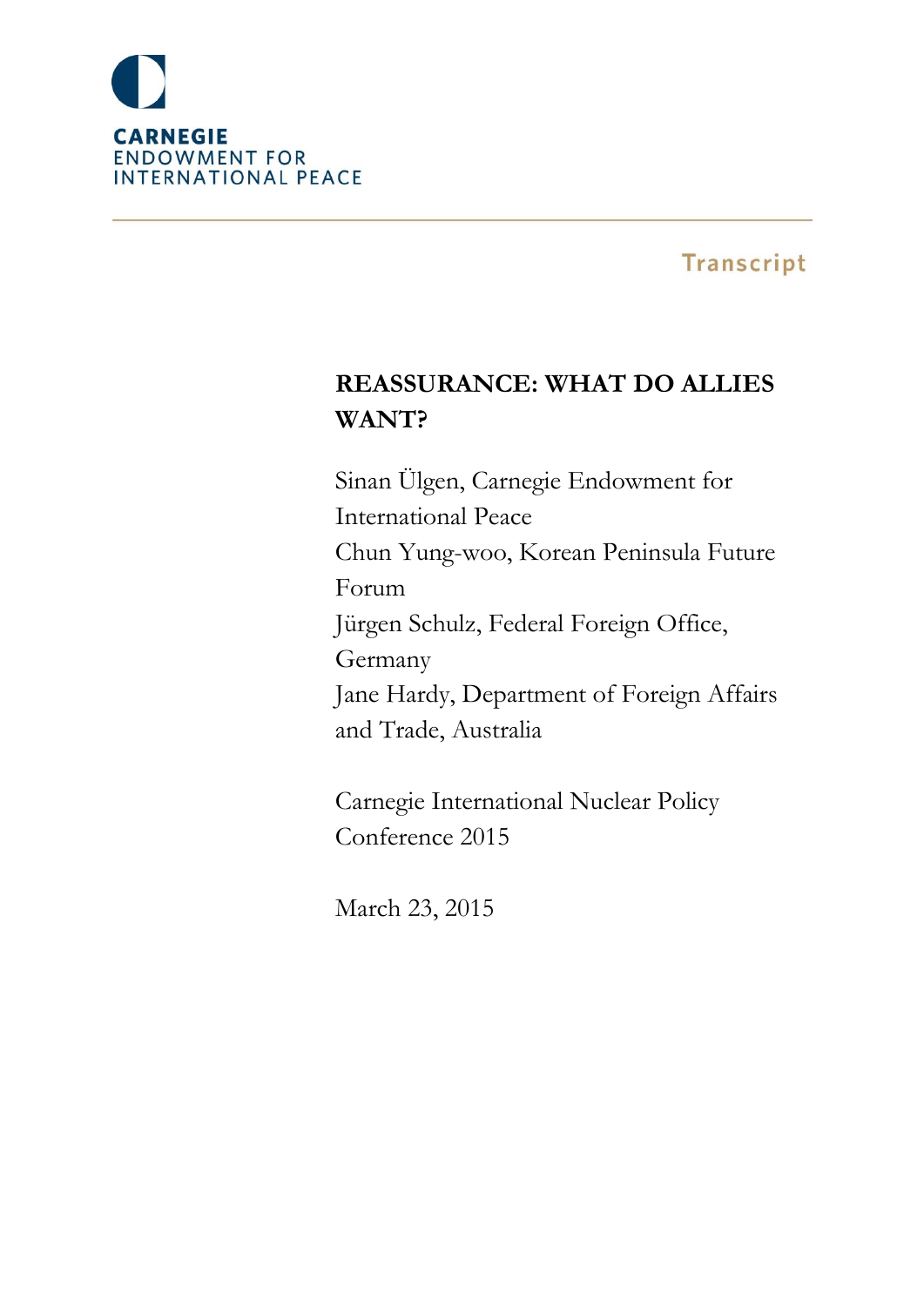CARNEGIE
ENDOWMENT FOR
INTERNATIONAL PEACE

Transcript

# REASSURANCE: WHAT DO ALLIES WANT?

Sinan Ülgen, Carnegie Endowment for International Peace
Chun Yung-woo, Korean Peninsula Future Forum
Jürgen Schulz, Federal Foreign Office, Germany
Jane Hardy, Department of Foreign Affairs and Trade, Australia

Carnegie International Nuclear Policy Conference 2015

March 23, 2015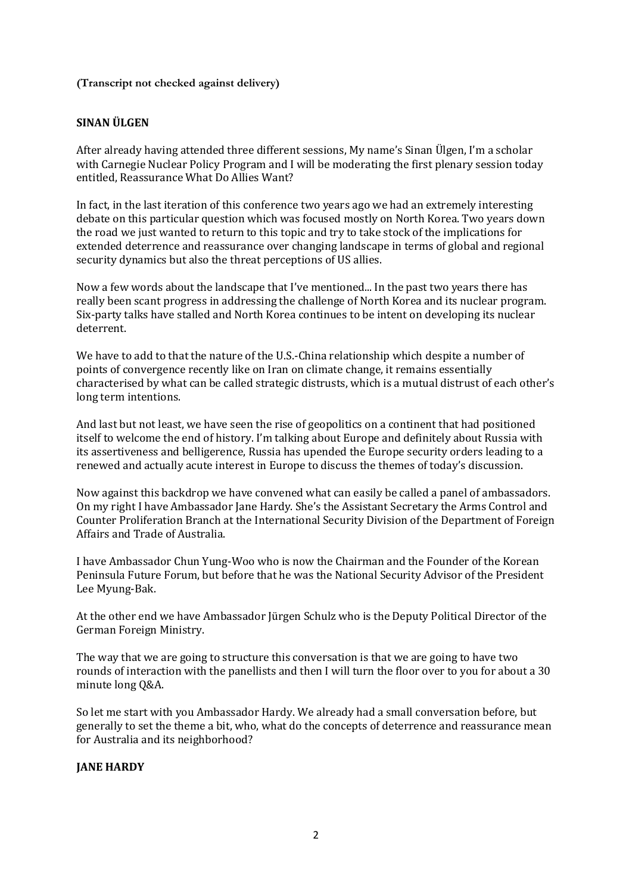**(Transcript not checked against delivery)**

**SINAN ÜLGEN**

After already having attended three different sessions, My name's Sinan Ülgen, I'm a scholar with Carnegie Nuclear Policy Program and I will be moderating the first plenary session today entitled, Reassurance What Do Allies Want?

In fact, in the last iteration of this conference two years ago we had an extremely interesting debate on this particular question which was focused mostly on North Korea. Two years down the road we just wanted to return to this topic and try to take stock of the implications for extended deterrence and reassurance over changing landscape in terms of global and regional security dynamics but also the threat perceptions of US allies.

Now a few words about the landscape that I've mentioned... In the past two years there has really been scant progress in addressing the challenge of North Korea and its nuclear program. Six-party talks have stalled and North Korea continues to be intent on developing its nuclear deterrent.

We have to add to that the nature of the U.S.-China relationship which despite a number of points of convergence recently like on Iran on climate change, it remains essentially characterised by what can be called strategic distrusts, which is a mutual distrust of each other's long term intentions.

And last but not least, we have seen the rise of geopolitics on a continent that had positioned itself to welcome the end of history. I'm talking about Europe and definitely about Russia with its assertiveness and belligerence, Russia has upended the Europe security orders leading to a renewed and actually acute interest in Europe to discuss the themes of today's discussion.

Now against this backdrop we have convened what can easily be called a panel of ambassadors. On my right I have Ambassador Jane Hardy. She's the Assistant Secretary the Arms Control and Counter Proliferation Branch at the International Security Division of the Department of Foreign Affairs and Trade of Australia.

I have Ambassador Chun Yung-Woo who is now the Chairman and the Founder of the Korean Peninsula Future Forum, but before that he was the National Security Advisor of the President Lee Myung-Bak.

At the other end we have Ambassador Jürgen Schulz who is the Deputy Political Director of the German Foreign Ministry.

The way that we are going to structure this conversation is that we are going to have two rounds of interaction with the panellists and then I will turn the floor over to you for about a 30 minute long Q&A.

So let me start with you Ambassador Hardy. We already had a small conversation before, but generally to set the theme a bit, who, what do the concepts of deterrence and reassurance mean for Australia and its neighborhood?

**JANE HARDY**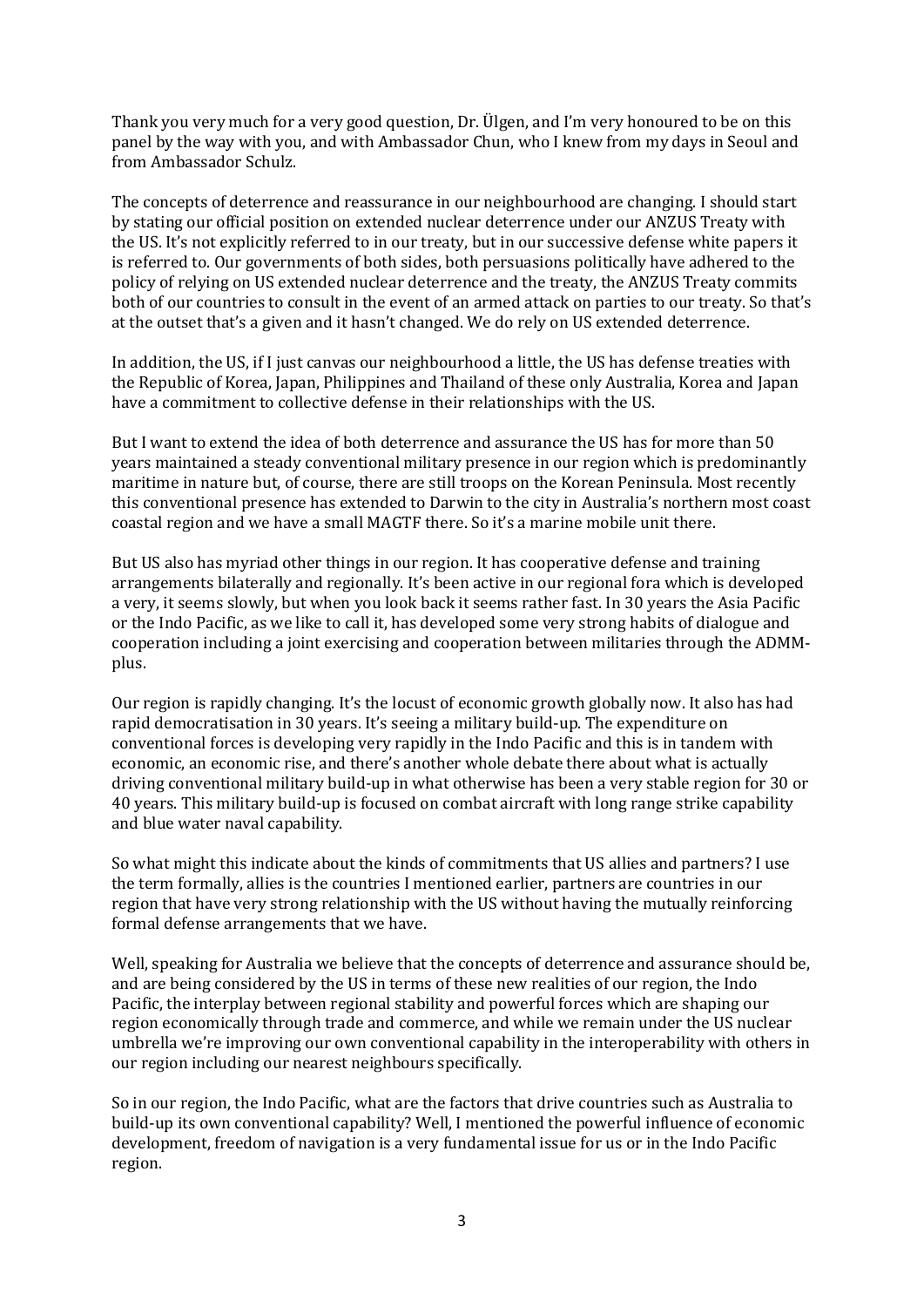Thank you very much for a very good question, Dr. Ülgen, and I'm very honoured to be on this panel by the way with you, and with Ambassador Chun, who I knew from my days in Seoul and from Ambassador Schulz.

The concepts of deterrence and reassurance in our neighbourhood are changing. I should start by stating our official position on extended nuclear deterrence under our ANZUS Treaty with the US. It's not explicitly referred to in our treaty, but in our successive defense white papers it is referred to. Our governments of both sides, both persuasions politically have adhered to the policy of relying on US extended nuclear deterrence and the treaty, the ANZUS Treaty commits both of our countries to consult in the event of an armed attack on parties to our treaty. So that's at the outset that's a given and it hasn't changed. We do rely on US extended deterrence.

In addition, the US, if I just canvas our neighbourhood a little, the US has defense treaties with the Republic of Korea, Japan, Philippines and Thailand of these only Australia, Korea and Japan have a commitment to collective defense in their relationships with the US.

But I want to extend the idea of both deterrence and assurance the US has for more than 50 years maintained a steady conventional military presence in our region which is predominantly maritime in nature but, of course, there are still troops on the Korean Peninsula. Most recently this conventional presence has extended to Darwin to the city in Australia's northern most coast coastal region and we have a small MAGTF there. So it's a marine mobile unit there.

But US also has myriad other things in our region. It has cooperative defense and training arrangements bilaterally and regionally. It's been active in our regional fora which is developed a very, it seems slowly, but when you look back it seems rather fast. In 30 years the Asia Pacific or the Indo Pacific, as we like to call it, has developed some very strong habits of dialogue and cooperation including a joint exercising and cooperation between militaries through the ADMM-plus.

Our region is rapidly changing. It's the locust of economic growth globally now. It also has had rapid democratisation in 30 years. It's seeing a military build-up. The expenditure on conventional forces is developing very rapidly in the Indo Pacific and this is in tandem with economic, an economic rise, and there's another whole debate there about what is actually driving conventional military build-up in what otherwise has been a very stable region for 30 or 40 years. This military build-up is focused on combat aircraft with long range strike capability and blue water naval capability.

So what might this indicate about the kinds of commitments that US allies and partners? I use the term formally, allies is the countries I mentioned earlier, partners are countries in our region that have very strong relationship with the US without having the mutually reinforcing formal defense arrangements that we have.

Well, speaking for Australia we believe that the concepts of deterrence and assurance should be, and are being considered by the US in terms of these new realities of our region, the Indo Pacific, the interplay between regional stability and powerful forces which are shaping our region economically through trade and commerce, and while we remain under the US nuclear umbrella we're improving our own conventional capability in the interoperability with others in our region including our nearest neighbours specifically.

So in our region, the Indo Pacific, what are the factors that drive countries such as Australia to build-up its own conventional capability? Well, I mentioned the powerful influence of economic development, freedom of navigation is a very fundamental issue for us or in the Indo Pacific region.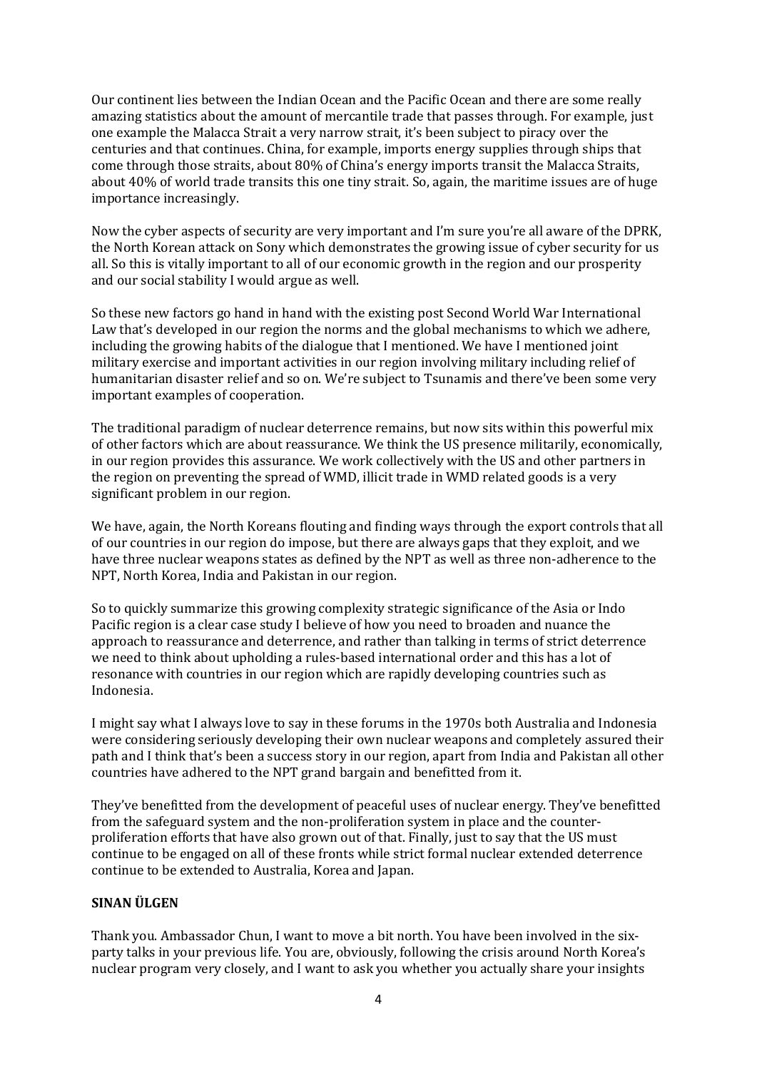Our continent lies between the Indian Ocean and the Pacific Ocean and there are some really amazing statistics about the amount of mercantile trade that passes through. For example, just one example the Malacca Strait a very narrow strait, it's been subject to piracy over the centuries and that continues. China, for example, imports energy supplies through ships that come through those straits, about 80% of China's energy imports transit the Malacca Straits, about 40% of world trade transits this one tiny strait. So, again, the maritime issues are of huge importance increasingly.

Now the cyber aspects of security are very important and I'm sure you're all aware of the DPRK, the North Korean attack on Sony which demonstrates the growing issue of cyber security for us all. So this is vitally important to all of our economic growth in the region and our prosperity and our social stability I would argue as well.

So these new factors go hand in hand with the existing post Second World War International Law that's developed in our region the norms and the global mechanisms to which we adhere, including the growing habits of the dialogue that I mentioned. We have I mentioned joint military exercise and important activities in our region involving military including relief of humanitarian disaster relief and so on. We're subject to Tsunamis and there've been some very important examples of cooperation.

The traditional paradigm of nuclear deterrence remains, but now sits within this powerful mix of other factors which are about reassurance. We think the US presence militarily, economically, in our region provides this assurance. We work collectively with the US and other partners in the region on preventing the spread of WMD, illicit trade in WMD related goods is a very significant problem in our region.

We have, again, the North Koreans flouting and finding ways through the export controls that all of our countries in our region do impose, but there are always gaps that they exploit, and we have three nuclear weapons states as defined by the NPT as well as three non-adherence to the NPT, North Korea, India and Pakistan in our region.

So to quickly summarize this growing complexity strategic significance of the Asia or Indo Pacific region is a clear case study I believe of how you need to broaden and nuance the approach to reassurance and deterrence, and rather than talking in terms of strict deterrence we need to think about upholding a rules-based international order and this has a lot of resonance with countries in our region which are rapidly developing countries such as Indonesia.

I might say what I always love to say in these forums in the 1970s both Australia and Indonesia were considering seriously developing their own nuclear weapons and completely assured their path and I think that's been a success story in our region, apart from India and Pakistan all other countries have adhered to the NPT grand bargain and benefitted from it.

They've benefitted from the development of peaceful uses of nuclear energy. They've benefitted from the safeguard system and the non-proliferation system in place and the counter-proliferation efforts that have also grown out of that. Finally, just to say that the US must continue to be engaged on all of these fronts while strict formal nuclear extended deterrence continue to be extended to Australia, Korea and Japan.

**SINAN ÜLGEN**

Thank you. Ambassador Chun, I want to move a bit north. You have been involved in the six-party talks in your previous life. You are, obviously, following the crisis around North Korea's nuclear program very closely, and I want to ask you whether you actually share your insights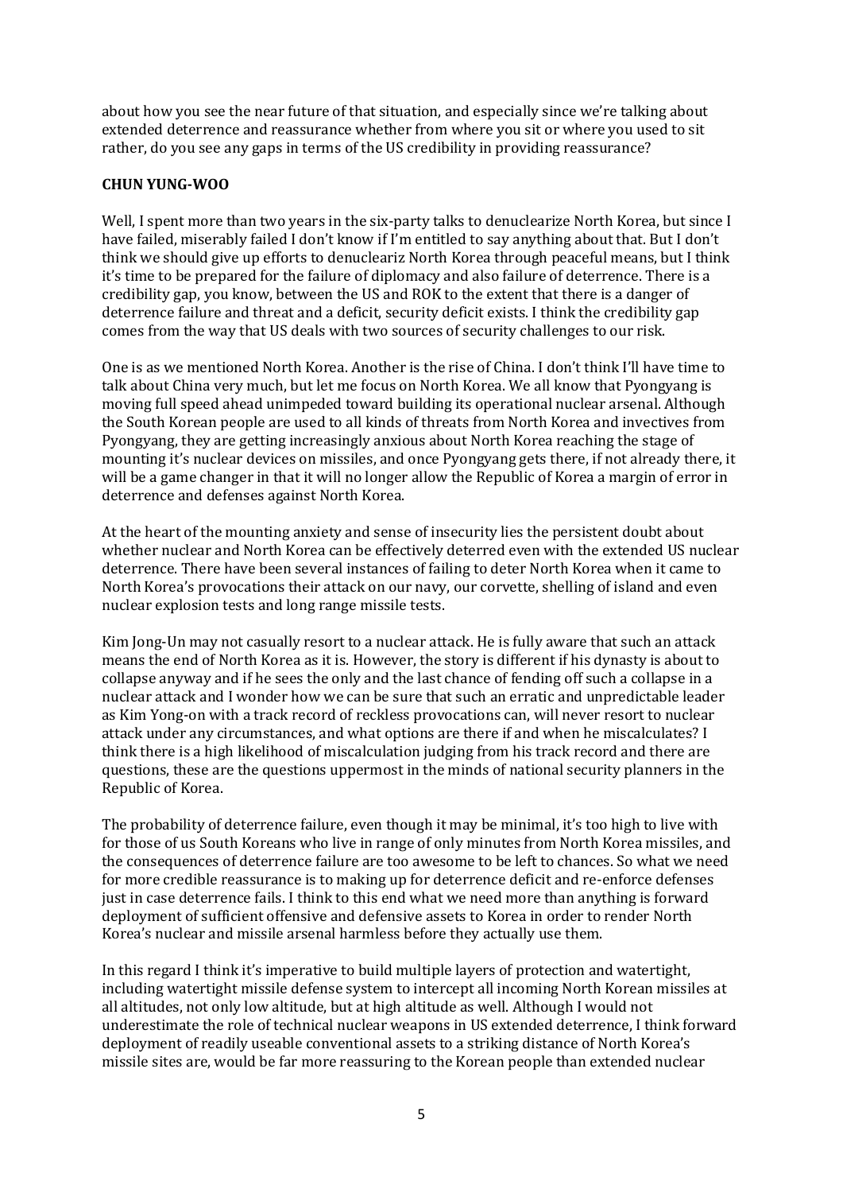about how you see the near future of that situation, and especially since we're talking about extended deterrence and reassurance whether from where you sit or where you used to sit rather, do you see any gaps in terms of the US credibility in providing reassurance?

**CHUN YUNG-WOO**

Well, I spent more than two years in the six-party talks to denuclearize North Korea, but since I have failed, miserably failed I don't know if I'm entitled to say anything about that. But I don't think we should give up efforts to denucleariz North Korea through peaceful means, but I think it's time to be prepared for the failure of diplomacy and also failure of deterrence. There is a credibility gap, you know, between the US and ROK to the extent that there is a danger of deterrence failure and threat and a deficit, security deficit exists. I think the credibility gap comes from the way that US deals with two sources of security challenges to our risk.

One is as we mentioned North Korea. Another is the rise of China. I don't think I'll have time to talk about China very much, but let me focus on North Korea. We all know that Pyongyang is moving full speed ahead unimpeded toward building its operational nuclear arsenal. Although the South Korean people are used to all kinds of threats from North Korea and invectives from Pyongyang, they are getting increasingly anxious about North Korea reaching the stage of mounting it's nuclear devices on missiles, and once Pyongyang gets there, if not already there, it will be a game changer in that it will no longer allow the Republic of Korea a margin of error in deterrence and defenses against North Korea.

At the heart of the mounting anxiety and sense of insecurity lies the persistent doubt about whether nuclear and North Korea can be effectively deterred even with the extended US nuclear deterrence. There have been several instances of failing to deter North Korea when it came to North Korea's provocations their attack on our navy, our corvette, shelling of island and even nuclear explosion tests and long range missile tests.

Kim Jong-Un may not casually resort to a nuclear attack. He is fully aware that such an attack means the end of North Korea as it is. However, the story is different if his dynasty is about to collapse anyway and if he sees the only and the last chance of fending off such a collapse in a nuclear attack and I wonder how we can be sure that such an erratic and unpredictable leader as Kim Yong-on with a track record of reckless provocations can, will never resort to nuclear attack under any circumstances, and what options are there if and when he miscalculates? I think there is a high likelihood of miscalculation judging from his track record and there are questions, these are the questions uppermost in the minds of national security planners in the Republic of Korea.

The probability of deterrence failure, even though it may be minimal, it's too high to live with for those of us South Koreans who live in range of only minutes from North Korea missiles, and the consequences of deterrence failure are too awesome to be left to chances. So what we need for more credible reassurance is to making up for deterrence deficit and re-enforce defenses just in case deterrence fails. I think to this end what we need more than anything is forward deployment of sufficient offensive and defensive assets to Korea in order to render North Korea's nuclear and missile arsenal harmless before they actually use them.

In this regard I think it's imperative to build multiple layers of protection and watertight, including watertight missile defense system to intercept all incoming North Korean missiles at all altitudes, not only low altitude, but at high altitude as well. Although I would not underestimate the role of technical nuclear weapons in US extended deterrence, I think forward deployment of readily useable conventional assets to a striking distance of North Korea's missile sites are, would be far more reassuring to the Korean people than extended nuclear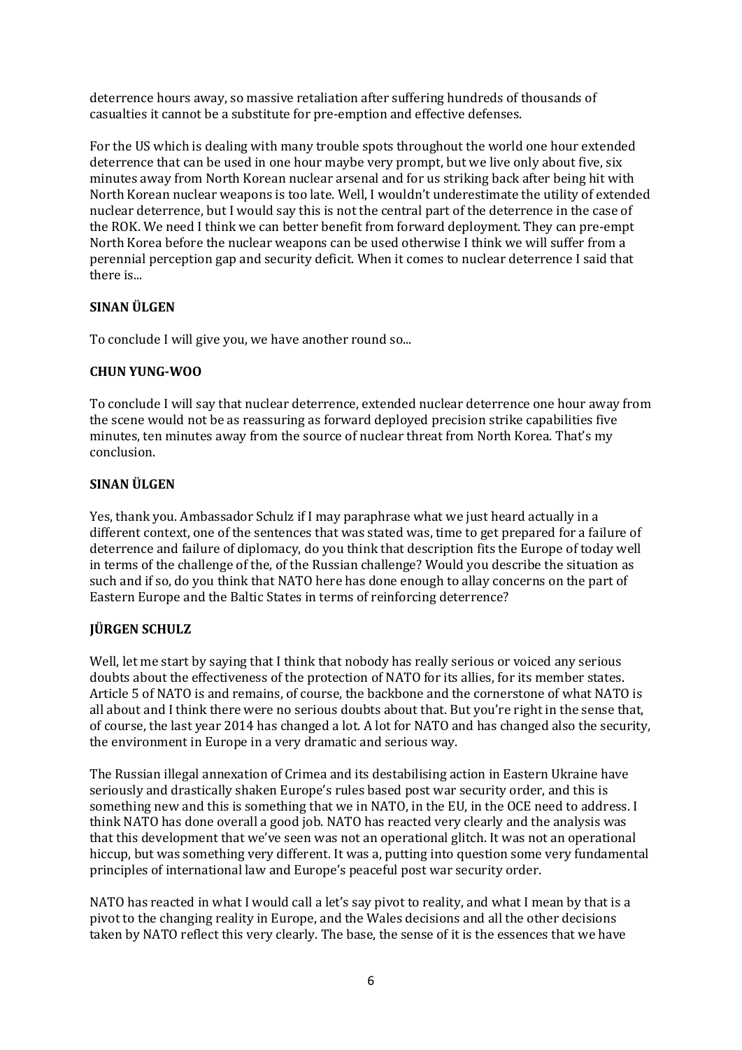deterrence hours away, so massive retaliation after suffering hundreds of thousands of casualties it cannot be a substitute for pre-emption and effective defenses.

For the US which is dealing with many trouble spots throughout the world one hour extended deterrence that can be used in one hour maybe very prompt, but we live only about five, six minutes away from North Korean nuclear arsenal and for us striking back after being hit with North Korean nuclear weapons is too late. Well, I wouldn't underestimate the utility of extended nuclear deterrence, but I would say this is not the central part of the deterrence in the case of the ROK. We need I think we can better benefit from forward deployment. They can pre-empt North Korea before the nuclear weapons can be used otherwise I think we will suffer from a perennial perception gap and security deficit. When it comes to nuclear deterrence I said that there is...

**SINAN ÜLGEN**

To conclude I will give you, we have another round so...

**CHUN YUNG-WOO**

To conclude I will say that nuclear deterrence, extended nuclear deterrence one hour away from the scene would not be as reassuring as forward deployed precision strike capabilities five minutes, ten minutes away from the source of nuclear threat from North Korea. That's my conclusion.

**SINAN ÜLGEN**

Yes, thank you. Ambassador Schulz if I may paraphrase what we just heard actually in a different context, one of the sentences that was stated was, time to get prepared for a failure of deterrence and failure of diplomacy, do you think that description fits the Europe of today well in terms of the challenge of the, of the Russian challenge? Would you describe the situation as such and if so, do you think that NATO here has done enough to allay concerns on the part of Eastern Europe and the Baltic States in terms of reinforcing deterrence?

**JÜRGEN SCHULZ**

Well, let me start by saying that I think that nobody has really serious or voiced any serious doubts about the effectiveness of the protection of NATO for its allies, for its member states. Article 5 of NATO is and remains, of course, the backbone and the cornerstone of what NATO is all about and I think there were no serious doubts about that. But you're right in the sense that, of course, the last year 2014 has changed a lot. A lot for NATO and has changed also the security, the environment in Europe in a very dramatic and serious way.

The Russian illegal annexation of Crimea and its destabilising action in Eastern Ukraine have seriously and drastically shaken Europe's rules based post war security order, and this is something new and this is something that we in NATO, in the EU, in the OCE need to address. I think NATO has done overall a good job. NATO has reacted very clearly and the analysis was that this development that we've seen was not an operational glitch. It was not an operational hiccup, but was something very different. It was a, putting into question some very fundamental principles of international law and Europe's peaceful post war security order.

NATO has reacted in what I would call a let's say pivot to reality, and what I mean by that is a pivot to the changing reality in Europe, and the Wales decisions and all the other decisions taken by NATO reflect this very clearly. The base, the sense of it is the essences that we have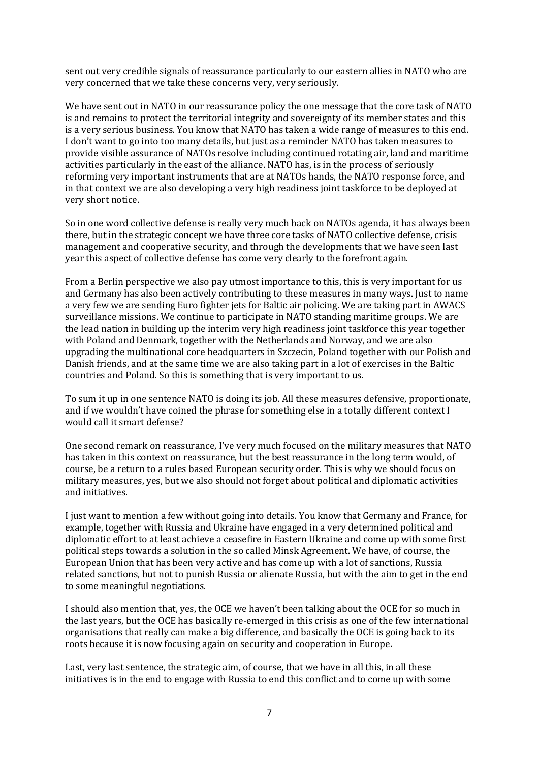sent out very credible signals of reassurance particularly to our eastern allies in NATO who are very concerned that we take these concerns very, very seriously.

We have sent out in NATO in our reassurance policy the one message that the core task of NATO is and remains to protect the territorial integrity and sovereignty of its member states and this is a very serious business. You know that NATO has taken a wide range of measures to this end. I don't want to go into too many details, but just as a reminder NATO has taken measures to provide visible assurance of NATOs resolve including continued rotating air, land and maritime activities particularly in the east of the alliance. NATO has, is in the process of seriously reforming very important instruments that are at NATOs hands, the NATO response force, and in that context we are also developing a very high readiness joint taskforce to be deployed at very short notice.

So in one word collective defense is really very much back on NATOs agenda, it has always been there, but in the strategic concept we have three core tasks of NATO collective defense, crisis management and cooperative security, and through the developments that we have seen last year this aspect of collective defense has come very clearly to the forefront again.

From a Berlin perspective we also pay utmost importance to this, this is very important for us and Germany has also been actively contributing to these measures in many ways. Just to name a very few we are sending Euro fighter jets for Baltic air policing. We are taking part in AWACS surveillance missions. We continue to participate in NATO standing maritime groups. We are the lead nation in building up the interim very high readiness joint taskforce this year together with Poland and Denmark, together with the Netherlands and Norway, and we are also upgrading the multinational core headquarters in Szczecin, Poland together with our Polish and Danish friends, and at the same time we are also taking part in a lot of exercises in the Baltic countries and Poland. So this is something that is very important to us.

To sum it up in one sentence NATO is doing its job. All these measures defensive, proportionate, and if we wouldn't have coined the phrase for something else in a totally different context I would call it smart defense?

One second remark on reassurance, I've very much focused on the military measures that NATO has taken in this context on reassurance, but the best reassurance in the long term would, of course, be a return to a rules based European security order. This is why we should focus on military measures, yes, but we also should not forget about political and diplomatic activities and initiatives.

I just want to mention a few without going into details. You know that Germany and France, for example, together with Russia and Ukraine have engaged in a very determined political and diplomatic effort to at least achieve a ceasefire in Eastern Ukraine and come up with some first political steps towards a solution in the so called Minsk Agreement. We have, of course, the European Union that has been very active and has come up with a lot of sanctions, Russia related sanctions, but not to punish Russia or alienate Russia, but with the aim to get in the end to some meaningful negotiations.

I should also mention that, yes, the OCE we haven't been talking about the OCE for so much in the last years, but the OCE has basically re-emerged in this crisis as one of the few international organisations that really can make a big difference, and basically the OCE is going back to its roots because it is now focusing again on security and cooperation in Europe.

Last, very last sentence, the strategic aim, of course, that we have in all this, in all these initiatives is in the end to engage with Russia to end this conflict and to come up with some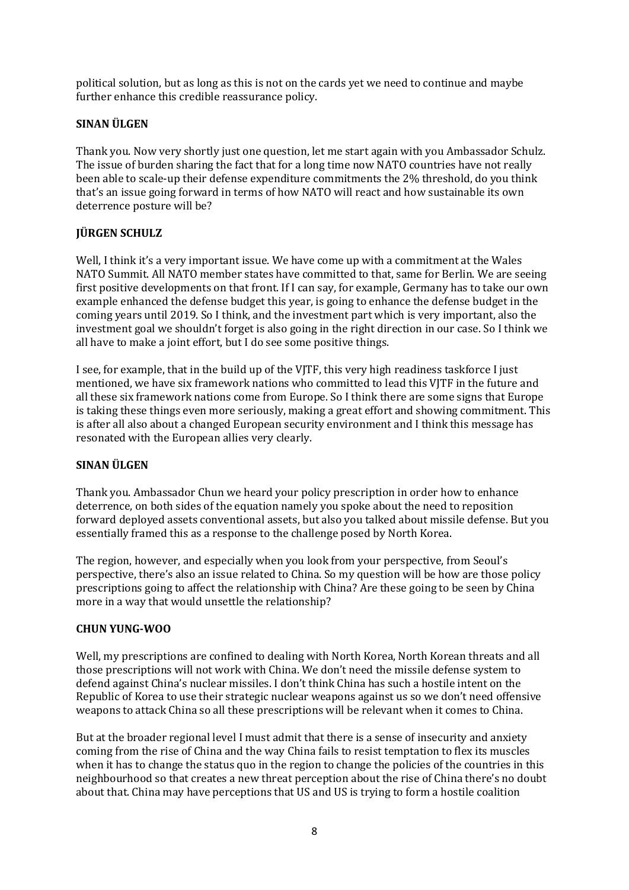political solution, but as long as this is not on the cards yet we need to continue and maybe further enhance this credible reassurance policy.

**SINAN ÜLGEN**

Thank you. Now very shortly just one question, let me start again with you Ambassador Schulz. The issue of burden sharing the fact that for a long time now NATO countries have not really been able to scale-up their defense expenditure commitments the 2% threshold, do you think that's an issue going forward in terms of how NATO will react and how sustainable its own deterrence posture will be?

**JÜRGEN SCHULZ**

Well, I think it's a very important issue. We have come up with a commitment at the Wales NATO Summit. All NATO member states have committed to that, same for Berlin. We are seeing first positive developments on that front. If I can say, for example, Germany has to take our own example enhanced the defense budget this year, is going to enhance the defense budget in the coming years until 2019. So I think, and the investment part which is very important, also the investment goal we shouldn't forget is also going in the right direction in our case. So I think we all have to make a joint effort, but I do see some positive things.

I see, for example, that in the build up of the VJTF, this very high readiness taskforce I just mentioned, we have six framework nations who committed to lead this VJTF in the future and all these six framework nations come from Europe. So I think there are some signs that Europe is taking these things even more seriously, making a great effort and showing commitment. This is after all also about a changed European security environment and I think this message has resonated with the European allies very clearly.

**SINAN ÜLGEN**

Thank you. Ambassador Chun we heard your policy prescription in order how to enhance deterrence, on both sides of the equation namely you spoke about the need to reposition forward deployed assets conventional assets, but also you talked about missile defense. But you essentially framed this as a response to the challenge posed by North Korea.

The region, however, and especially when you look from your perspective, from Seoul's perspective, there's also an issue related to China. So my question will be how are those policy prescriptions going to affect the relationship with China? Are these going to be seen by China more in a way that would unsettle the relationship?

**CHUN YUNG-WOO**

Well, my prescriptions are confined to dealing with North Korea, North Korean threats and all those prescriptions will not work with China. We don't need the missile defense system to defend against China's nuclear missiles. I don't think China has such a hostile intent on the Republic of Korea to use their strategic nuclear weapons against us so we don't need offensive weapons to attack China so all these prescriptions will be relevant when it comes to China.

But at the broader regional level I must admit that there is a sense of insecurity and anxiety coming from the rise of China and the way China fails to resist temptation to flex its muscles when it has to change the status quo in the region to change the policies of the countries in this neighbourhood so that creates a new threat perception about the rise of China there's no doubt about that. China may have perceptions that US and US is trying to form a hostile coalition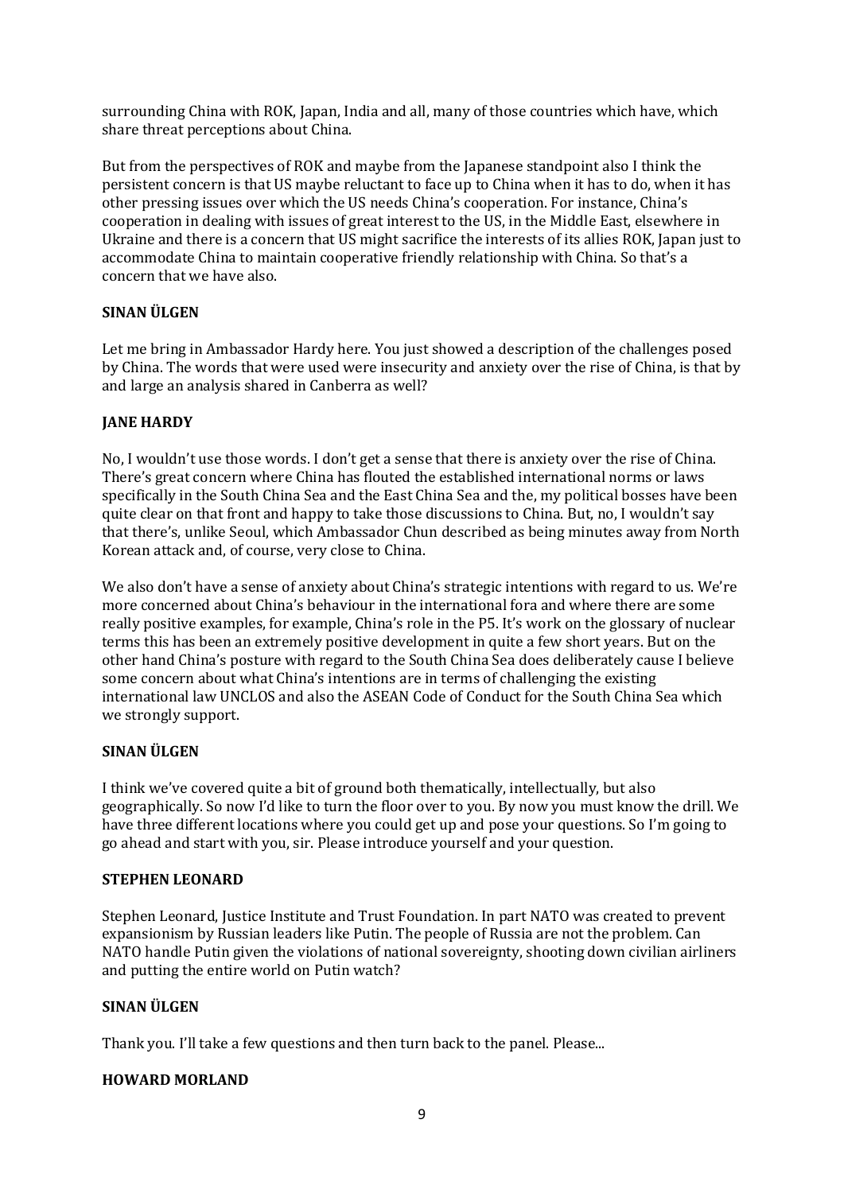surrounding China with ROK, Japan, India and all, many of those countries which have, which share threat perceptions about China.

But from the perspectives of ROK and maybe from the Japanese standpoint also I think the persistent concern is that US maybe reluctant to face up to China when it has to do, when it has other pressing issues over which the US needs China's cooperation. For instance, China's cooperation in dealing with issues of great interest to the US, in the Middle East, elsewhere in Ukraine and there is a concern that US might sacrifice the interests of its allies ROK, Japan just to accommodate China to maintain cooperative friendly relationship with China. So that's a concern that we have also.

**SINAN ÜLGEN**

Let me bring in Ambassador Hardy here. You just showed a description of the challenges posed by China. The words that were used were insecurity and anxiety over the rise of China, is that by and large an analysis shared in Canberra as well?

**JANE HARDY**

No, I wouldn't use those words. I don't get a sense that there is anxiety over the rise of China. There's great concern where China has flouted the established international norms or laws specifically in the South China Sea and the East China Sea and the, my political bosses have been quite clear on that front and happy to take those discussions to China. But, no, I wouldn't say that there's, unlike Seoul, which Ambassador Chun described as being minutes away from North Korean attack and, of course, very close to China.

We also don't have a sense of anxiety about China's strategic intentions with regard to us. We're more concerned about China's behaviour in the international fora and where there are some really positive examples, for example, China's role in the P5. It's work on the glossary of nuclear terms this has been an extremely positive development in quite a few short years. But on the other hand China's posture with regard to the South China Sea does deliberately cause I believe some concern about what China's intentions are in terms of challenging the existing international law UNCLOS and also the ASEAN Code of Conduct for the South China Sea which we strongly support.

**SINAN ÜLGEN**

I think we've covered quite a bit of ground both thematically, intellectually, but also geographically. So now I'd like to turn the floor over to you. By now you must know the drill. We have three different locations where you could get up and pose your questions. So I'm going to go ahead and start with you, sir. Please introduce yourself and your question.

**STEPHEN LEONARD**

Stephen Leonard, Justice Institute and Trust Foundation. In part NATO was created to prevent expansionism by Russian leaders like Putin. The people of Russia are not the problem. Can NATO handle Putin given the violations of national sovereignty, shooting down civilian airliners and putting the entire world on Putin watch?

**SINAN ÜLGEN**

Thank you. I'll take a few questions and then turn back to the panel. Please...

**HOWARD MORLAND**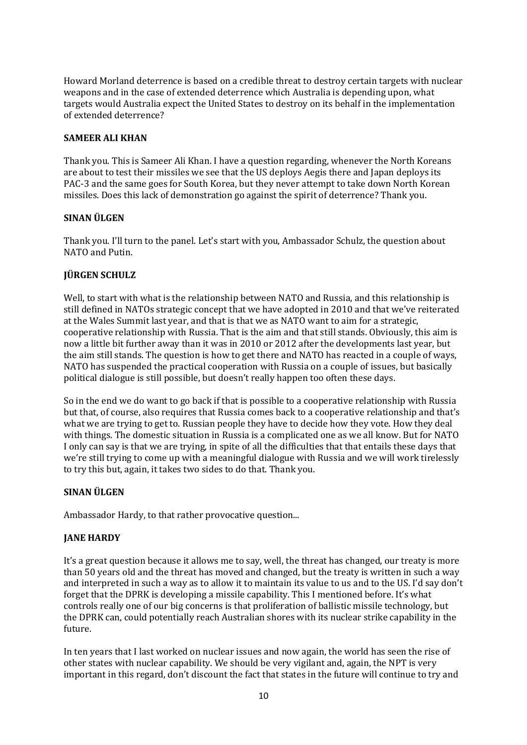Howard Morland deterrence is based on a credible threat to destroy certain targets with nuclear weapons and in the case of extended deterrence which Australia is depending upon, what targets would Australia expect the United States to destroy on its behalf in the implementation of extended deterrence?

**SAMEER ALI KHAN**

Thank you. This is Sameer Ali Khan. I have a question regarding, whenever the North Koreans are about to test their missiles we see that the US deploys Aegis there and Japan deploys its PAC-3 and the same goes for South Korea, but they never attempt to take down North Korean missiles. Does this lack of demonstration go against the spirit of deterrence? Thank you.

**SINAN ÜLGEN**

Thank you. I'll turn to the panel. Let's start with you, Ambassador Schulz, the question about NATO and Putin.

**JÜRGEN SCHULZ**

Well, to start with what is the relationship between NATO and Russia, and this relationship is still defined in NATOs strategic concept that we have adopted in 2010 and that we've reiterated at the Wales Summit last year, and that is that we as NATO want to aim for a strategic, cooperative relationship with Russia. That is the aim and that still stands. Obviously, this aim is now a little bit further away than it was in 2010 or 2012 after the developments last year, but the aim still stands. The question is how to get there and NATO has reacted in a couple of ways, NATO has suspended the practical cooperation with Russia on a couple of issues, but basically political dialogue is still possible, but doesn't really happen too often these days.

So in the end we do want to go back if that is possible to a cooperative relationship with Russia but that, of course, also requires that Russia comes back to a cooperative relationship and that's what we are trying to get to. Russian people they have to decide how they vote. How they deal with things. The domestic situation in Russia is a complicated one as we all know. But for NATO I only can say is that we are trying, in spite of all the difficulties that that entails these days that we're still trying to come up with a meaningful dialogue with Russia and we will work tirelessly to try this but, again, it takes two sides to do that. Thank you.

**SINAN ÜLGEN**

Ambassador Hardy, to that rather provocative question...

**JANE HARDY**

It's a great question because it allows me to say, well, the threat has changed, our treaty is more than 50 years old and the threat has moved and changed, but the treaty is written in such a way and interpreted in such a way as to allow it to maintain its value to us and to the US. I'd say don't forget that the DPRK is developing a missile capability. This I mentioned before. It's what controls really one of our big concerns is that proliferation of ballistic missile technology, but the DPRK can, could potentially reach Australian shores with its nuclear strike capability in the future.

In ten years that I last worked on nuclear issues and now again, the world has seen the rise of other states with nuclear capability. We should be very vigilant and, again, the NPT is very important in this regard, don't discount the fact that states in the future will continue to try and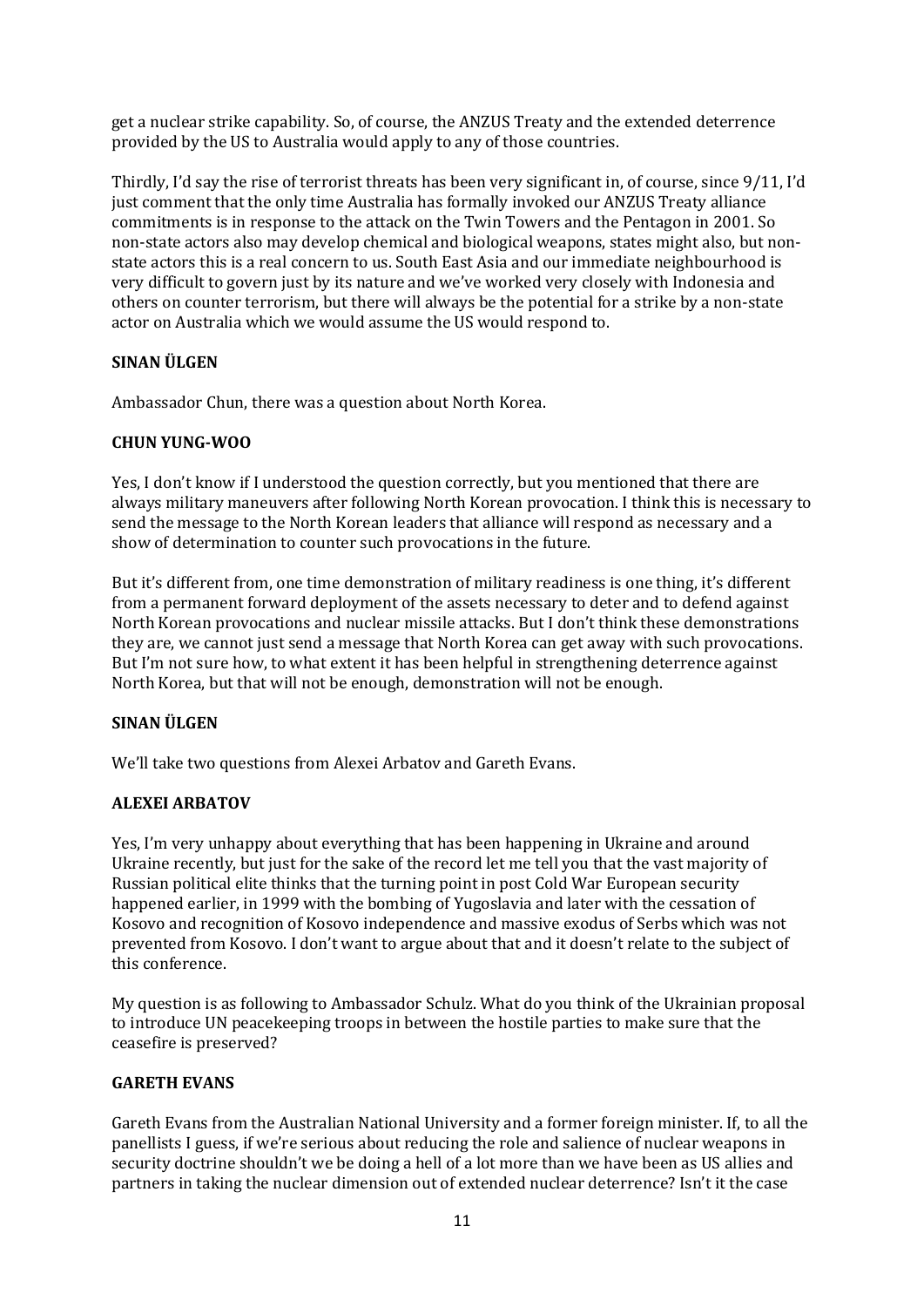get a nuclear strike capability. So, of course, the ANZUS Treaty and the extended deterrence provided by the US to Australia would apply to any of those countries.

Thirdly, I'd say the rise of terrorist threats has been very significant in, of course, since 9/11, I'd just comment that the only time Australia has formally invoked our ANZUS Treaty alliance commitments is in response to the attack on the Twin Towers and the Pentagon in 2001. So non-state actors also may develop chemical and biological weapons, states might also, but non-state actors this is a real concern to us. South East Asia and our immediate neighbourhood is very difficult to govern just by its nature and we've worked very closely with Indonesia and others on counter terrorism, but there will always be the potential for a strike by a non-state actor on Australia which we would assume the US would respond to.

**SINAN ÜLGEN**

Ambassador Chun, there was a question about North Korea.

**CHUN YUNG-WOO**

Yes, I don't know if I understood the question correctly, but you mentioned that there are always military maneuvers after following North Korean provocation. I think this is necessary to send the message to the North Korean leaders that alliance will respond as necessary and a show of determination to counter such provocations in the future.

But it's different from, one time demonstration of military readiness is one thing, it's different from a permanent forward deployment of the assets necessary to deter and to defend against North Korean provocations and nuclear missile attacks. But I don't think these demonstrations they are, we cannot just send a message that North Korea can get away with such provocations. But I'm not sure how, to what extent it has been helpful in strengthening deterrence against North Korea, but that will not be enough, demonstration will not be enough.

**SINAN ÜLGEN**

We'll take two questions from Alexei Arbatov and Gareth Evans.

**ALEXEI ARBATOV**

Yes, I'm very unhappy about everything that has been happening in Ukraine and around Ukraine recently, but just for the sake of the record let me tell you that the vast majority of Russian political elite thinks that the turning point in post Cold War European security happened earlier, in 1999 with the bombing of Yugoslavia and later with the cessation of Kosovo and recognition of Kosovo independence and massive exodus of Serbs which was not prevented from Kosovo. I don't want to argue about that and it doesn't relate to the subject of this conference.

My question is as following to Ambassador Schulz. What do you think of the Ukrainian proposal to introduce UN peacekeeping troops in between the hostile parties to make sure that the ceasefire is preserved?

**GARETH EVANS**

Gareth Evans from the Australian National University and a former foreign minister. If, to all the panellists I guess, if we're serious about reducing the role and salience of nuclear weapons in security doctrine shouldn't we be doing a hell of a lot more than we have been as US allies and partners in taking the nuclear dimension out of extended nuclear deterrence? Isn't it the case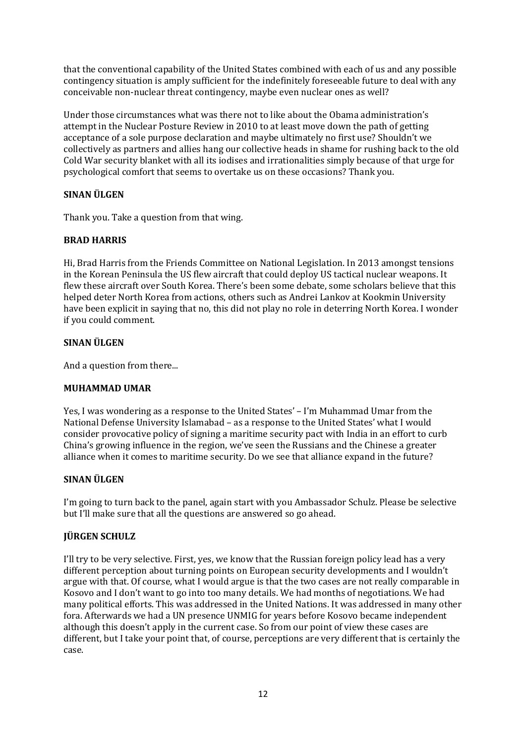that the conventional capability of the United States combined with each of us and any possible contingency situation is amply sufficient for the indefinitely foreseeable future to deal with any conceivable non-nuclear threat contingency, maybe even nuclear ones as well?

Under those circumstances what was there not to like about the Obama administration's attempt in the Nuclear Posture Review in 2010 to at least move down the path of getting acceptance of a sole purpose declaration and maybe ultimately no first use? Shouldn't we collectively as partners and allies hang our collective heads in shame for rushing back to the old Cold War security blanket with all its iodises and irrationalities simply because of that urge for psychological comfort that seems to overtake us on these occasions? Thank you.

**SINAN ÜLGEN**

Thank you. Take a question from that wing.

**BRAD HARRIS**

Hi, Brad Harris from the Friends Committee on National Legislation. In 2013 amongst tensions in the Korean Peninsula the US flew aircraft that could deploy US tactical nuclear weapons. It flew these aircraft over South Korea. There's been some debate, some scholars believe that this helped deter North Korea from actions, others such as Andrei Lankov at Kookmin University have been explicit in saying that no, this did not play no role in deterring North Korea. I wonder if you could comment.

**SINAN ÜLGEN**

And a question from there...

**MUHAMMAD UMAR**

Yes, I was wondering as a response to the United States' – I'm Muhammad Umar from the National Defense University Islamabad – as a response to the United States' what I would consider provocative policy of signing a maritime security pact with India in an effort to curb China's growing influence in the region, we've seen the Russians and the Chinese a greater alliance when it comes to maritime security. Do we see that alliance expand in the future?

**SINAN ÜLGEN**

I'm going to turn back to the panel, again start with you Ambassador Schulz. Please be selective but I'll make sure that all the questions are answered so go ahead.

**JÜRGEN SCHULZ**

I'll try to be very selective. First, yes, we know that the Russian foreign policy lead has a very different perception about turning points on European security developments and I wouldn't argue with that. Of course, what I would argue is that the two cases are not really comparable in Kosovo and I don't want to go into too many details. We had months of negotiations. We had many political efforts. This was addressed in the United Nations. It was addressed in many other fora. Afterwards we had a UN presence UNMIG for years before Kosovo became independent although this doesn't apply in the current case. So from our point of view these cases are different, but I take your point that, of course, perceptions are very different that is certainly the case.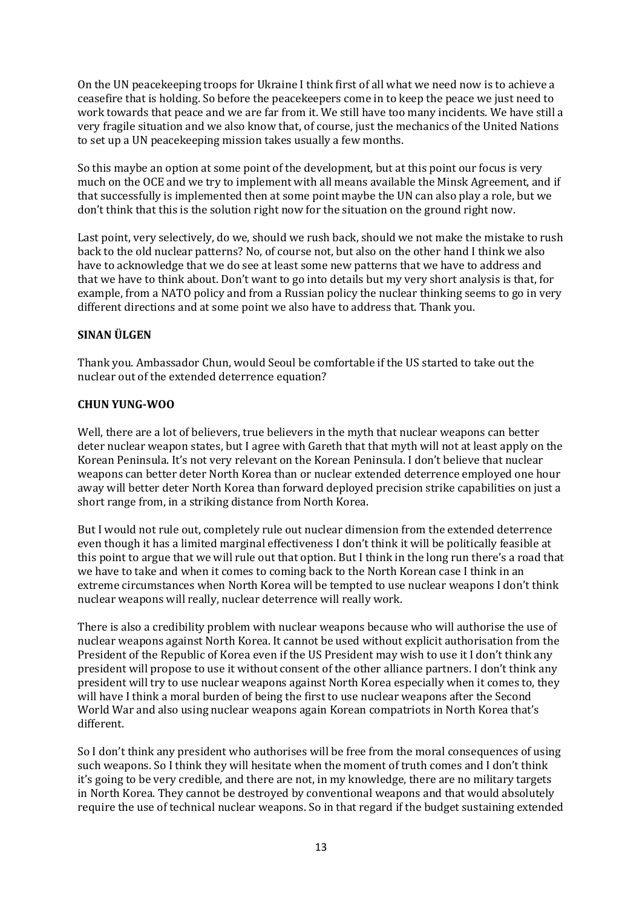On the UN peacekeeping troops for Ukraine I think first of all what we need now is to achieve a ceasefire that is holding. So before the peacekeepers come in to keep the peace we just need to work towards that peace and we are far from it. We still have too many incidents. We have still a very fragile situation and we also know that, of course, just the mechanics of the United Nations to set up a UN peacekeeping mission takes usually a few months.

So this maybe an option at some point of the development, but at this point our focus is very much on the OCE and we try to implement with all means available the Minsk Agreement, and if that successfully is implemented then at some point maybe the UN can also play a role, but we don't think that this is the solution right now for the situation on the ground right now.

Last point, very selectively, do we, should we rush back, should we not make the mistake to rush back to the old nuclear patterns? No, of course not, but also on the other hand I think we also have to acknowledge that we do see at least some new patterns that we have to address and that we have to think about. Don't want to go into details but my very short analysis is that, for example, from a NATO policy and from a Russian policy the nuclear thinking seems to go in very different directions and at some point we also have to address that. Thank you.

**SINAN ÜLGEN**

Thank you. Ambassador Chun, would Seoul be comfortable if the US started to take out the nuclear out of the extended deterrence equation?

**CHUN YUNG-WOO**

Well, there are a lot of believers, true believers in the myth that nuclear weapons can better deter nuclear weapon states, but I agree with Gareth that that myth will not at least apply on the Korean Peninsula. It's not very relevant on the Korean Peninsula. I don't believe that nuclear weapons can better deter North Korea than or nuclear extended deterrence employed one hour away will better deter North Korea than forward deployed precision strike capabilities on just a short range from, in a striking distance from North Korea.

But I would not rule out, completely rule out nuclear dimension from the extended deterrence even though it has a limited marginal effectiveness I don't think it will be politically feasible at this point to argue that we will rule out that option. But I think in the long run there's a road that we have to take and when it comes to coming back to the North Korean case I think in an extreme circumstances when North Korea will be tempted to use nuclear weapons I don't think nuclear weapons will really, nuclear deterrence will really work.

There is also a credibility problem with nuclear weapons because who will authorise the use of nuclear weapons against North Korea. It cannot be used without explicit authorisation from the President of the Republic of Korea even if the US President may wish to use it I don't think any president will propose to use it without consent of the other alliance partners. I don't think any president will try to use nuclear weapons against North Korea especially when it comes to, they will have I think a moral burden of being the first to use nuclear weapons after the Second World War and also using nuclear weapons again Korean compatriots in North Korea that's different.

So I don't think any president who authorises will be free from the moral consequences of using such weapons. So I think they will hesitate when the moment of truth comes and I don't think it's going to be very credible, and there are not, in my knowledge, there are no military targets in North Korea. They cannot be destroyed by conventional weapons and that would absolutely require the use of technical nuclear weapons. So in that regard if the budget sustaining extended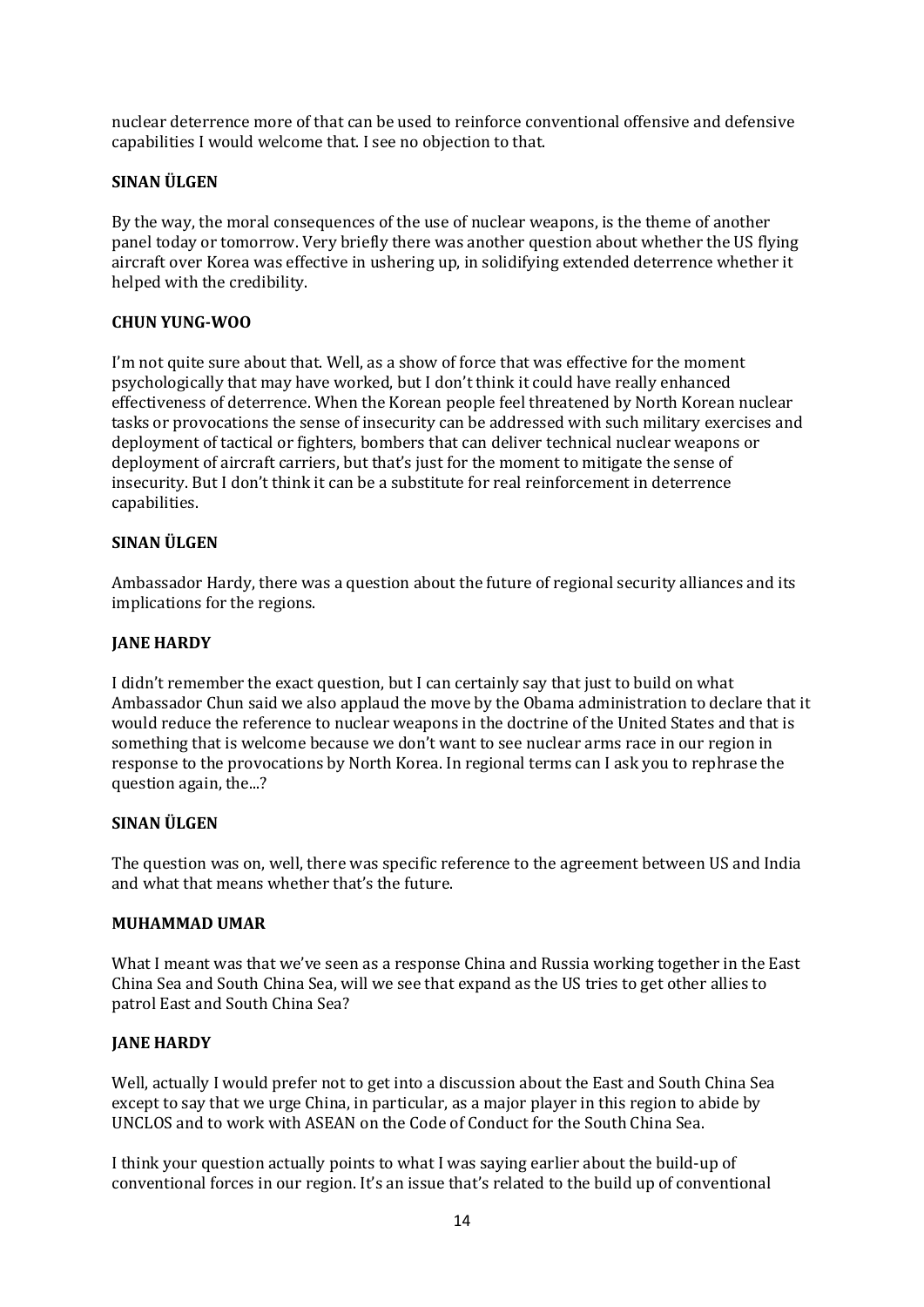nuclear deterrence more of that can be used to reinforce conventional offensive and defensive capabilities I would welcome that. I see no objection to that.

**SINAN ÜLGEN**

By the way, the moral consequences of the use of nuclear weapons, is the theme of another panel today or tomorrow. Very briefly there was another question about whether the US flying aircraft over Korea was effective in ushering up, in solidifying extended deterrence whether it helped with the credibility.

**CHUN YUNG-WOO**

I'm not quite sure about that. Well, as a show of force that was effective for the moment psychologically that may have worked, but I don't think it could have really enhanced effectiveness of deterrence. When the Korean people feel threatened by North Korean nuclear tasks or provocations the sense of insecurity can be addressed with such military exercises and deployment of tactical or fighters, bombers that can deliver technical nuclear weapons or deployment of aircraft carriers, but that's just for the moment to mitigate the sense of insecurity. But I don't think it can be a substitute for real reinforcement in deterrence capabilities.

**SINAN ÜLGEN**

Ambassador Hardy, there was a question about the future of regional security alliances and its implications for the regions.

**JANE HARDY**

I didn't remember the exact question, but I can certainly say that just to build on what Ambassador Chun said we also applaud the move by the Obama administration to declare that it would reduce the reference to nuclear weapons in the doctrine of the United States and that is something that is welcome because we don't want to see nuclear arms race in our region in response to the provocations by North Korea. In regional terms can I ask you to rephrase the question again, the...?

**SINAN ÜLGEN**

The question was on, well, there was specific reference to the agreement between US and India and what that means whether that's the future.

**MUHAMMAD UMAR**

What I meant was that we've seen as a response China and Russia working together in the East China Sea and South China Sea, will we see that expand as the US tries to get other allies to patrol East and South China Sea?

**JANE HARDY**

Well, actually I would prefer not to get into a discussion about the East and South China Sea except to say that we urge China, in particular, as a major player in this region to abide by UNCLOS and to work with ASEAN on the Code of Conduct for the South China Sea.

I think your question actually points to what I was saying earlier about the build-up of conventional forces in our region. It's an issue that's related to the build up of conventional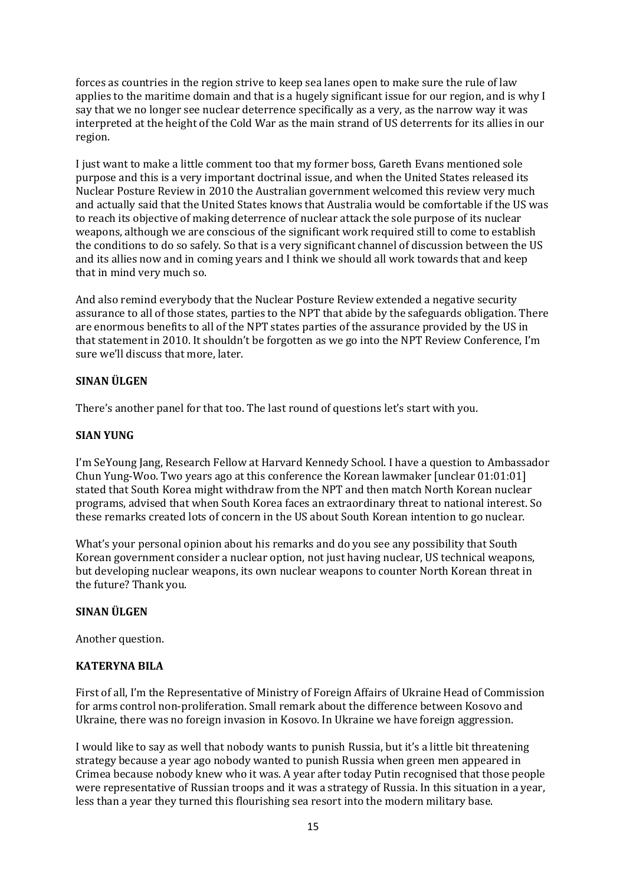forces as countries in the region strive to keep sea lanes open to make sure the rule of law applies to the maritime domain and that is a hugely significant issue for our region, and is why I say that we no longer see nuclear deterrence specifically as a very, as the narrow way it was interpreted at the height of the Cold War as the main strand of US deterrents for its allies in our region.

I just want to make a little comment too that my former boss, Gareth Evans mentioned sole purpose and this is a very important doctrinal issue, and when the United States released its Nuclear Posture Review in 2010 the Australian government welcomed this review very much and actually said that the United States knows that Australia would be comfortable if the US was to reach its objective of making deterrence of nuclear attack the sole purpose of its nuclear weapons, although we are conscious of the significant work required still to come to establish the conditions to do so safely. So that is a very significant channel of discussion between the US and its allies now and in coming years and I think we should all work towards that and keep that in mind very much so.

And also remind everybody that the Nuclear Posture Review extended a negative security assurance to all of those states, parties to the NPT that abide by the safeguards obligation. There are enormous benefits to all of the NPT states parties of the assurance provided by the US in that statement in 2010. It shouldn't be forgotten as we go into the NPT Review Conference, I'm sure we'll discuss that more, later.

**SINAN ÜLGEN**

There's another panel for that too. The last round of questions let's start with you.

**SIAN YUNG**

I'm SeYoung Jang, Research Fellow at Harvard Kennedy School. I have a question to Ambassador Chun Yung-Woo. Two years ago at this conference the Korean lawmaker [unclear 01:01:01] stated that South Korea might withdraw from the NPT and then match North Korean nuclear programs, advised that when South Korea faces an extraordinary threat to national interest. So these remarks created lots of concern in the US about South Korean intention to go nuclear.

What's your personal opinion about his remarks and do you see any possibility that South Korean government consider a nuclear option, not just having nuclear, US technical weapons, but developing nuclear weapons, its own nuclear weapons to counter North Korean threat in the future? Thank you.

**SINAN ÜLGEN**

Another question.

**KATERYNA BILA**

First of all, I'm the Representative of Ministry of Foreign Affairs of Ukraine Head of Commission for arms control non-proliferation. Small remark about the difference between Kosovo and Ukraine, there was no foreign invasion in Kosovo. In Ukraine we have foreign aggression.

I would like to say as well that nobody wants to punish Russia, but it's a little bit threatening strategy because a year ago nobody wanted to punish Russia when green men appeared in Crimea because nobody knew who it was. A year after today Putin recognised that those people were representative of Russian troops and it was a strategy of Russia. In this situation in a year, less than a year they turned this flourishing sea resort into the modern military base.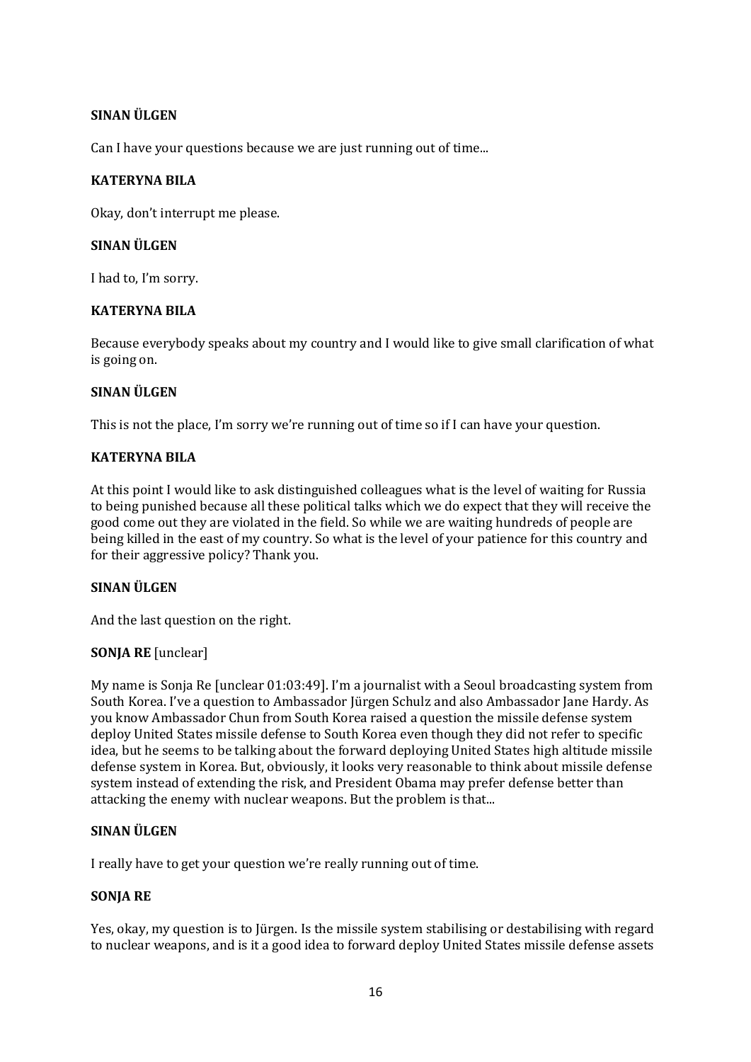**SINAN ÜLGEN**

Can I have your questions because we are just running out of time...

**KATERYNA BILA**

Okay, don't interrupt me please.

**SINAN ÜLGEN**

I had to, I'm sorry.

**KATERYNA BILA**

Because everybody speaks about my country and I would like to give small clarification of what is going on.

**SINAN ÜLGEN**

This is not the place, I'm sorry we're running out of time so if I can have your question.

**KATERYNA BILA**

At this point I would like to ask distinguished colleagues what is the level of waiting for Russia to being punished because all these political talks which we do expect that they will receive the good come out they are violated in the field. So while we are waiting hundreds of people are being killed in the east of my country. So what is the level of your patience for this country and for their aggressive policy? Thank you.

**SINAN ÜLGEN**

And the last question on the right.

**SONJA RE** [unclear]

My name is Sonja Re [unclear 01:03:49]. I'm a journalist with a Seoul broadcasting system from South Korea. I've a question to Ambassador Jürgen Schulz and also Ambassador Jane Hardy. As you know Ambassador Chun from South Korea raised a question the missile defense system deploy United States missile defense to South Korea even though they did not refer to specific idea, but he seems to be talking about the forward deploying United States high altitude missile defense system in Korea. But, obviously, it looks very reasonable to think about missile defense system instead of extending the risk, and President Obama may prefer defense better than attacking the enemy with nuclear weapons. But the problem is that...

**SINAN ÜLGEN**

I really have to get your question we're really running out of time.

**SONJA RE**

Yes, okay, my question is to Jürgen. Is the missile system stabilising or destabilising with regard to nuclear weapons, and is it a good idea to forward deploy United States missile defense assets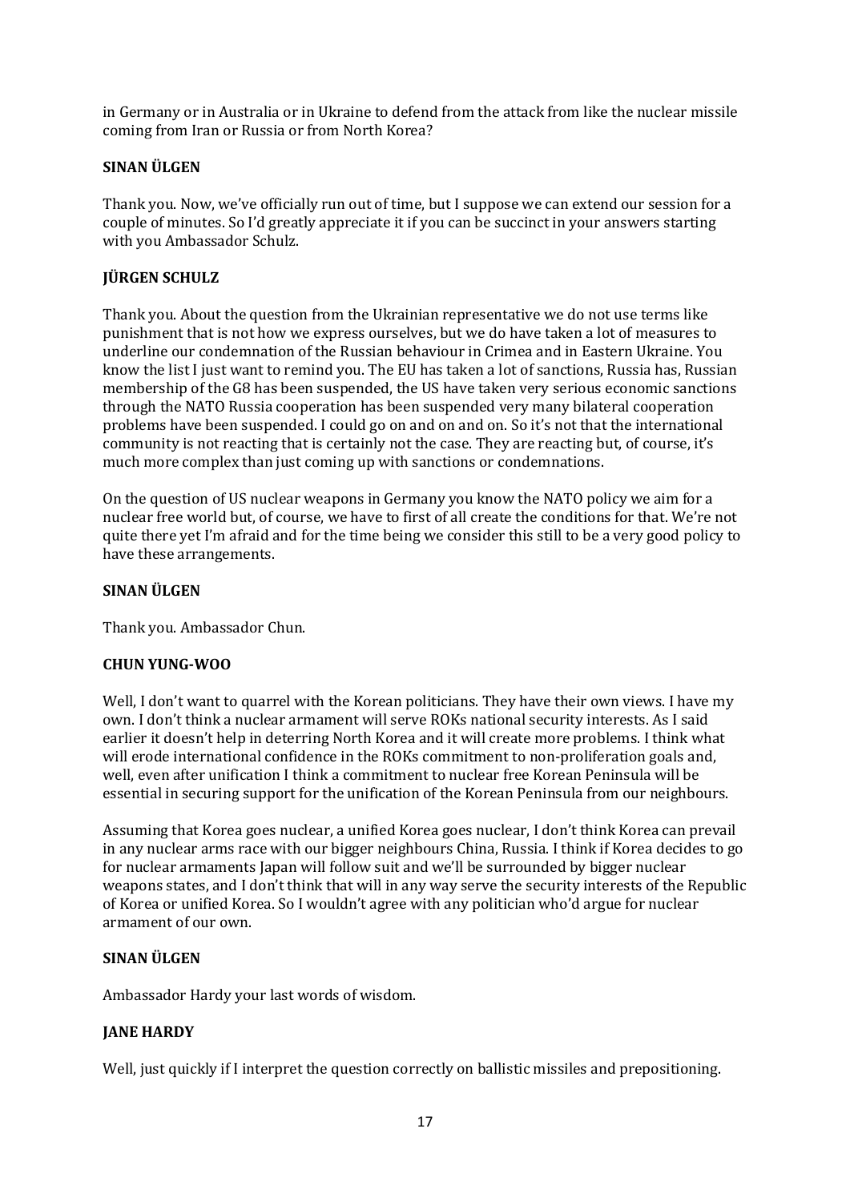in Germany or in Australia or in Ukraine to defend from the attack from like the nuclear missile coming from Iran or Russia or from North Korea?

**SINAN ÜLGEN**

Thank you. Now, we've officially run out of time, but I suppose we can extend our session for a couple of minutes. So I'd greatly appreciate it if you can be succinct in your answers starting with you Ambassador Schulz.

**JÜRGEN SCHULZ**

Thank you. About the question from the Ukrainian representative we do not use terms like punishment that is not how we express ourselves, but we do have taken a lot of measures to underline our condemnation of the Russian behaviour in Crimea and in Eastern Ukraine. You know the list I just want to remind you. The EU has taken a lot of sanctions, Russia has, Russian membership of the G8 has been suspended, the US have taken very serious economic sanctions through the NATO Russia cooperation has been suspended very many bilateral cooperation problems have been suspended. I could go on and on and on. So it's not that the international community is not reacting that is certainly not the case. They are reacting but, of course, it's much more complex than just coming up with sanctions or condemnations.

On the question of US nuclear weapons in Germany you know the NATO policy we aim for a nuclear free world but, of course, we have to first of all create the conditions for that. We're not quite there yet I'm afraid and for the time being we consider this still to be a very good policy to have these arrangements.

**SINAN ÜLGEN**

Thank you. Ambassador Chun.

**CHUN YUNG-WOO**

Well, I don't want to quarrel with the Korean politicians. They have their own views. I have my own. I don't think a nuclear armament will serve ROKs national security interests. As I said earlier it doesn't help in deterring North Korea and it will create more problems. I think what will erode international confidence in the ROKs commitment to non-proliferation goals and, well, even after unification I think a commitment to nuclear free Korean Peninsula will be essential in securing support for the unification of the Korean Peninsula from our neighbours.

Assuming that Korea goes nuclear, a unified Korea goes nuclear, I don't think Korea can prevail in any nuclear arms race with our bigger neighbours China, Russia. I think if Korea decides to go for nuclear armaments Japan will follow suit and we'll be surrounded by bigger nuclear weapons states, and I don't think that will in any way serve the security interests of the Republic of Korea or unified Korea. So I wouldn't agree with any politician who'd argue for nuclear armament of our own.

**SINAN ÜLGEN**

Ambassador Hardy your last words of wisdom.

**JANE HARDY**

Well, just quickly if I interpret the question correctly on ballistic missiles and prepositioning.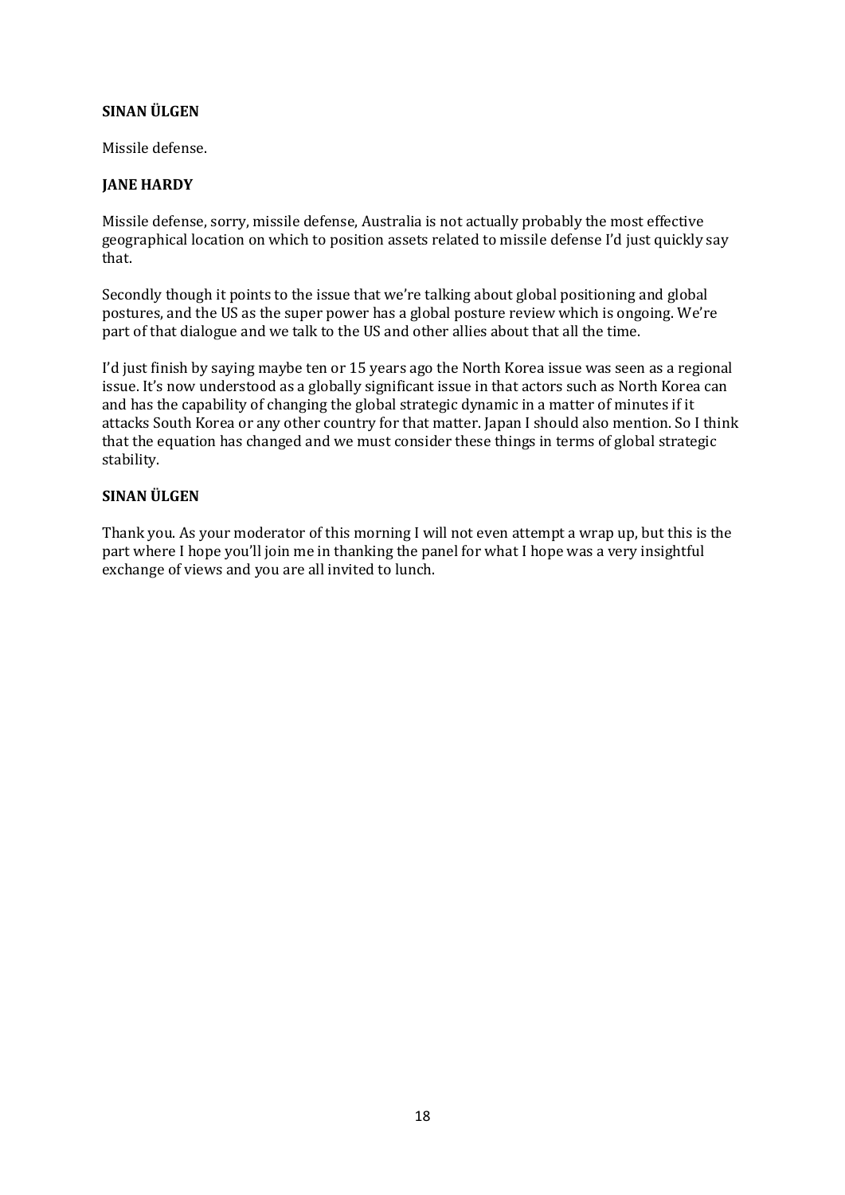**SINAN ÜLGEN**

Missile defense.

**JANE HARDY**

Missile defense, sorry, missile defense, Australia is not actually probably the most effective geographical location on which to position assets related to missile defense I'd just quickly say that.

Secondly though it points to the issue that we're talking about global positioning and global postures, and the US as the super power has a global posture review which is ongoing. We're part of that dialogue and we talk to the US and other allies about that all the time.

I'd just finish by saying maybe ten or 15 years ago the North Korea issue was seen as a regional issue. It's now understood as a globally significant issue in that actors such as North Korea can and has the capability of changing the global strategic dynamic in a matter of minutes if it attacks South Korea or any other country for that matter. Japan I should also mention. So I think that the equation has changed and we must consider these things in terms of global strategic stability.

**SINAN ÜLGEN**

Thank you. As your moderator of this morning I will not even attempt a wrap up, but this is the part where I hope you'll join me in thanking the panel for what I hope was a very insightful exchange of views and you are all invited to lunch.